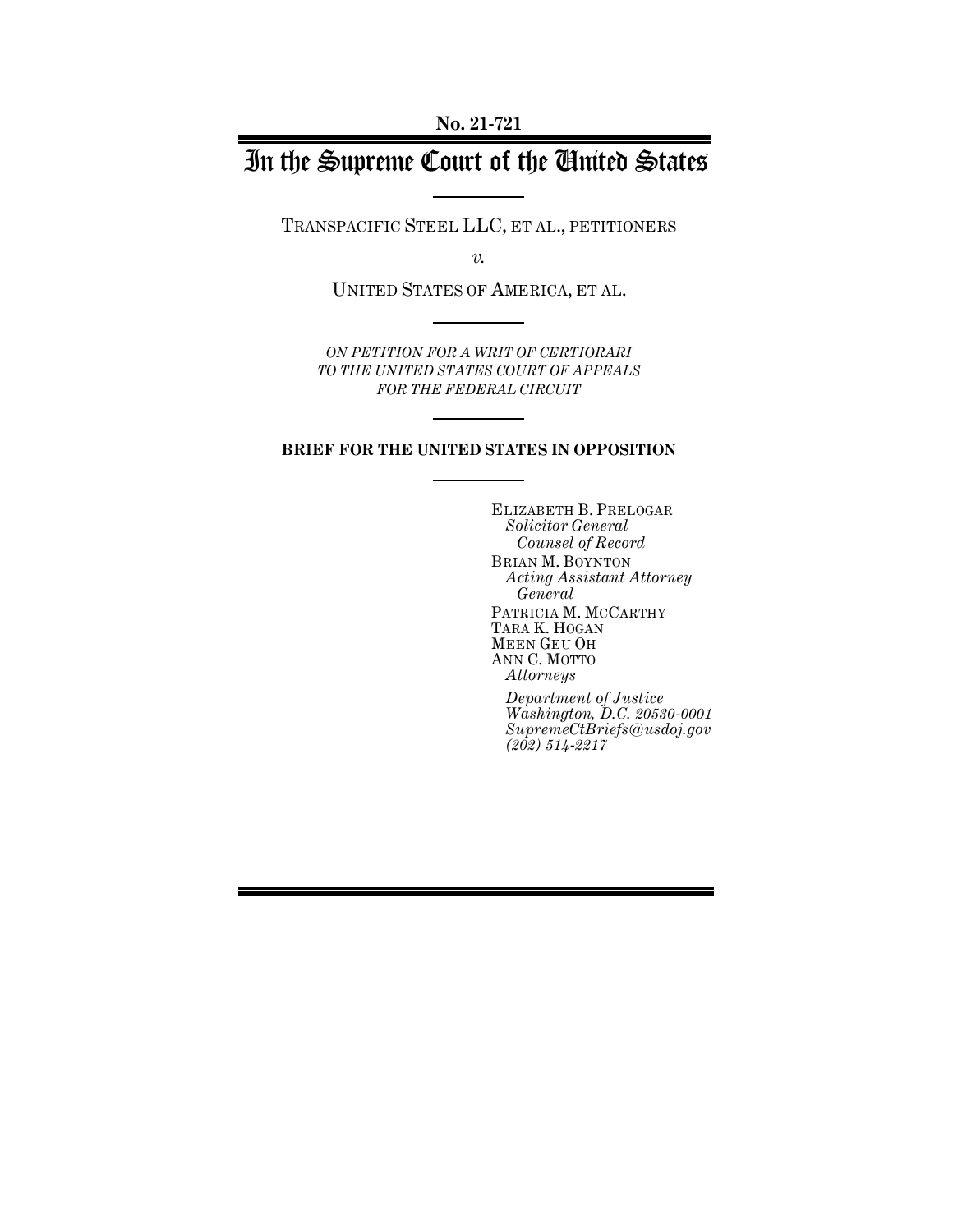**No. 21-721**

# In the Supreme Court of the United States

TRANSPACIFIC STEEL LLC, ET AL., PETITIONERS

*v.*

UNITED STATES OF AMERICA, ET AL.

*ON PETITION FOR A WRIT OF CERTIORARI TO THE UNITED STATES COURT OF APPEALS FOR THE FEDERAL CIRCUIT*

**BRIEF FOR THE UNITED STATES IN OPPOSITION**

ELIZABETH B. PRELOGAR
*Solicitor General*
*Counsel of Record*
BRIAN M. BOYNTON
*Acting Assistant Attorney General*
PATRICIA M. MCCARTHY
TARA K. HOGAN
MEEN GEU OH
ANN C. MOTTO
*Attorneys*

*Department of Justice*
*Washington, D.C. 20530-0001*
*SupremeCtBriefs@usdoj.gov*
*(202) 514-2217*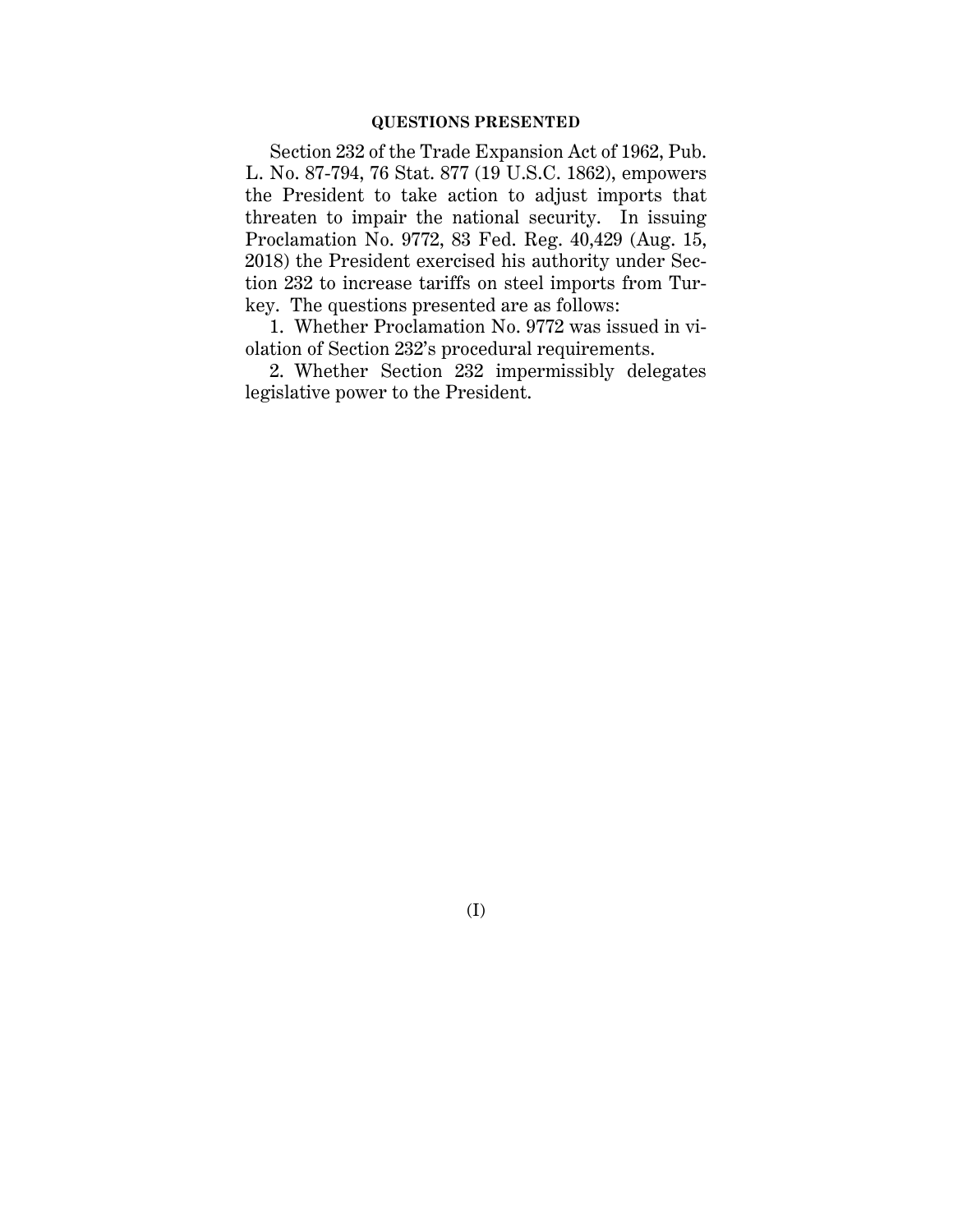## QUESTIONS PRESENTED

Section 232 of the Trade Expansion Act of 1962, Pub. L. No. 87-794, 76 Stat. 877 (19 U.S.C. 1862), empowers the President to take action to adjust imports that threaten to impair the national security. In issuing Proclamation No. 9772, 83 Fed. Reg. 40,429 (Aug. 15, 2018) the President exercised his authority under Section 232 to increase tariffs on steel imports from Turkey. The questions presented are as follows:

1. Whether Proclamation No. 9772 was issued in violation of Section 232's procedural requirements.

2. Whether Section 232 impermissibly delegates legislative power to the President.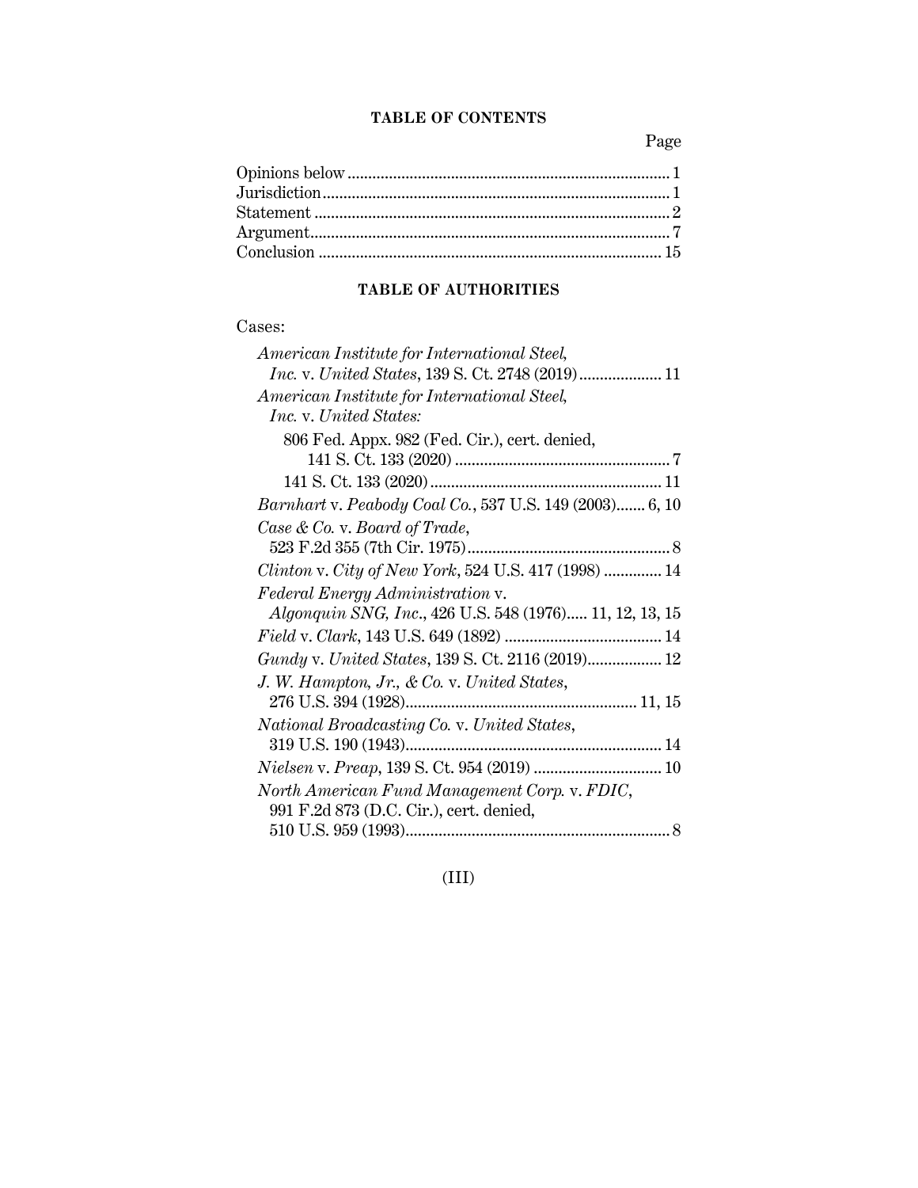## TABLE OF CONTENTS

| | Page |
|---|---|
| Opinions below | 1 |
| Jurisdiction | 1 |
| Statement | 2 |
| Argument | 7 |
| Conclusion | 15 |

## TABLE OF AUTHORITIES

Cases:

*American Institute for International Steel, Inc.* v. *United States*, 139 S. Ct. 2748 (2019) .... 11

*American Institute for International Steel, Inc.* v. *United States:*

- 806 Fed. Appx. 982 (Fed. Cir.), cert. denied, 141 S. Ct. 133 (2020) .... 7
- 141 S. Ct. 133 (2020) .... 11

*Barnhart* v. *Peabody Coal Co.*, 537 U.S. 149 (2003) .... 6, 10

*Case & Co.* v. *Board of Trade*, 523 F.2d 355 (7th Cir. 1975) .... 8

*Clinton* v. *City of New York*, 524 U.S. 417 (1998) .... 14

*Federal Energy Administration* v. *Algonquin SNG, Inc.*, 426 U.S. 548 (1976) .... 11, 12, 13, 15

*Field* v. *Clark*, 143 U.S. 649 (1892) .... 14

*Gundy* v. *United States*, 139 S. Ct. 2116 (2019) .... 12

*J. W. Hampton, Jr., & Co.* v. *United States*, 276 U.S. 394 (1928) .... 11, 15

*National Broadcasting Co.* v. *United States*, 319 U.S. 190 (1943) .... 14

*Nielsen* v. *Preap*, 139 S. Ct. 954 (2019) .... 10

*North American Fund Management Corp.* v. *FDIC*, 991 F.2d 873 (D.C. Cir.), cert. denied, 510 U.S. 959 (1993) .... 8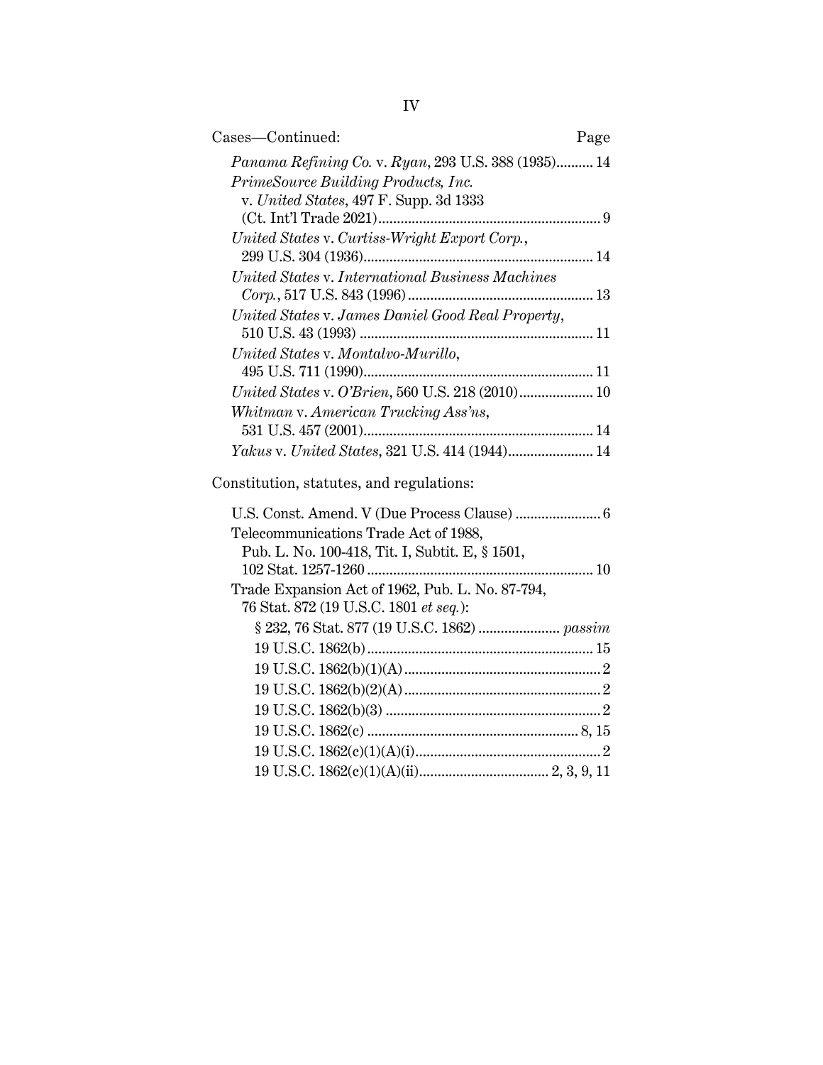Cases—Continued: Page

*Panama Refining Co.* v. *Ryan*, 293 U.S. 388 (1935).......... 14

*PrimeSource Building Products, Inc.* v. *United States*, 497 F. Supp. 3d 1333 (Ct. Int'l Trade 2021)........................................................... 9

*United States* v. *Curtiss-Wright Export Corp.*, 299 U.S. 304 (1936)............................................................. 14

*United States* v. *International Business Machines Corp.*, 517 U.S. 843 (1996).................................................. 13

*United States* v. *James Daniel Good Real Property*, 510 U.S. 43 (1993) ............................................................... 11

*United States* v. *Montalvo-Murillo*, 495 U.S. 711 (1990)............................................................. 11

*United States* v. *O'Brien*, 560 U.S. 218 (2010).................... 10

*Whitman* v. *American Trucking Ass'ns*, 531 U.S. 457 (2001)............................................................. 14

*Yakus* v. *United States*, 321 U.S. 414 (1944)....................... 14

Constitution, statutes, and regulations:

U.S. Const. Amend. V (Due Process Clause) ....................... 6

Telecommunications Trade Act of 1988, Pub. L. No. 100-418, Tit. I, Subtit. E, § 1501, 102 Stat. 1257-1260 ............................................................ 10

Trade Expansion Act of 1962, Pub. L. No. 87-794, 76 Stat. 872 (19 U.S.C. 1801 *et seq.*):

- § 232, 76 Stat. 877 (19 U.S.C. 1862) ...................... *passim*
- 19 U.S.C. 1862(b)............................................................ 15
- 19 U.S.C. 1862(b)(1)(A).................................................... 2
- 19 U.S.C. 1862(b)(2)(A).................................................... 2
- 19 U.S.C. 1862(b)(3) ......................................................... 2
- 19 U.S.C. 1862(c) ........................................................ 8, 15
- 19 U.S.C. 1862(c)(1)(A)(i).................................................. 2
- 19 U.S.C. 1862(c)(1)(A)(ii)................................... 2, 3, 9, 11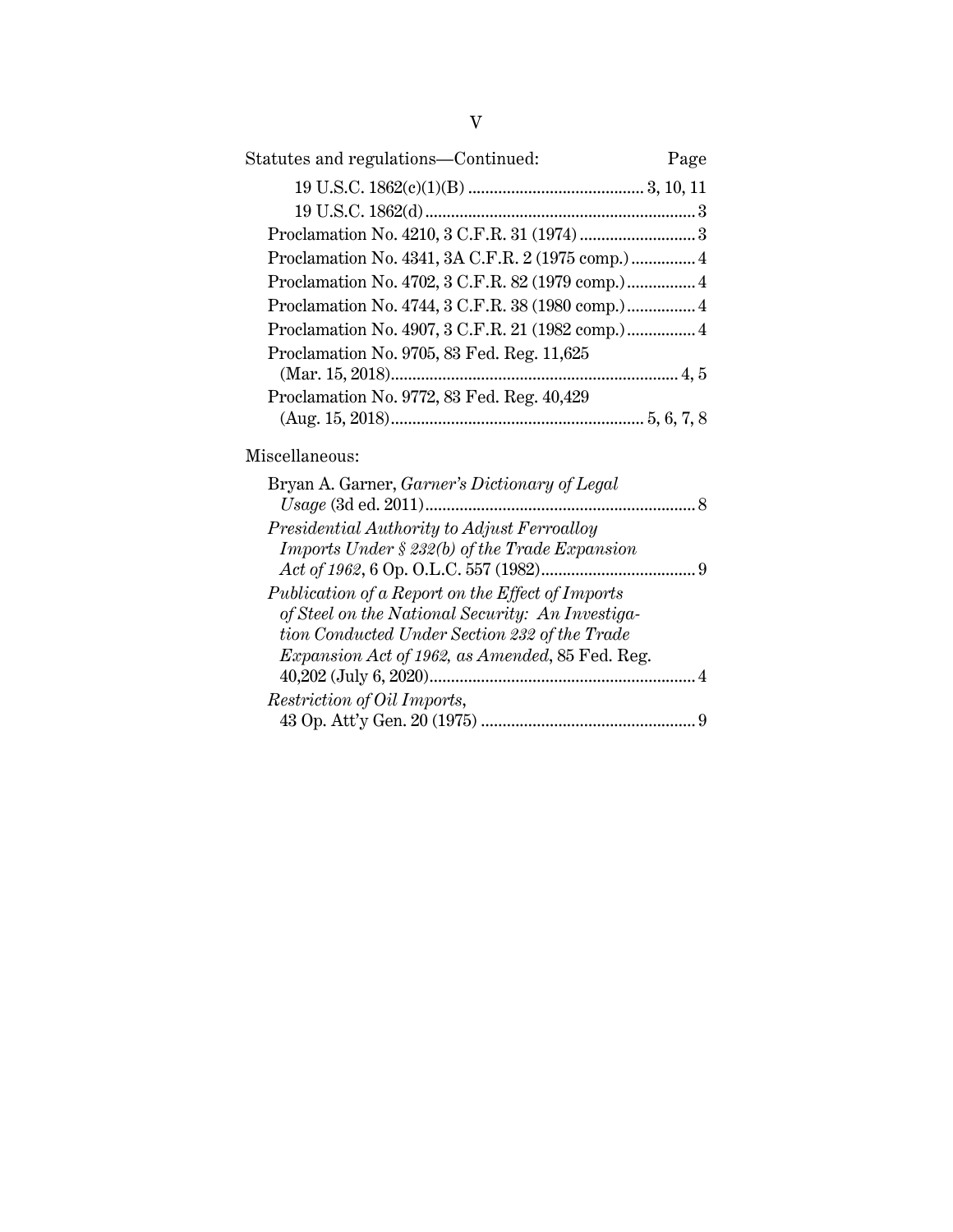Statutes and regulations—Continued: Page

19 U.S.C. 1862(c)(1)(B) ........................................ 3, 10, 11

19 U.S.C. 1862(d) ............................................................... 3

Proclamation No. 4210, 3 C.F.R. 31 (1974) ........................... 3

Proclamation No. 4341, 3A C.F.R. 2 (1975 comp.) ............... 4

Proclamation No. 4702, 3 C.F.R. 82 (1979 comp.) ................ 4

Proclamation No. 4744, 3 C.F.R. 38 (1980 comp.) ................ 4

Proclamation No. 4907, 3 C.F.R. 21 (1982 comp.) ................ 4

Proclamation No. 9705, 83 Fed. Reg. 11,625 (Mar. 15, 2018) ................................................................... 4, 5

Proclamation No. 9772, 83 Fed. Reg. 40,429 (Aug. 15, 2018) ........................................................... 5, 6, 7, 8

Miscellaneous:

Bryan A. Garner, *Garner's Dictionary of Legal Usage* (3d ed. 2011) ............................................................... 8

*Presidential Authority to Adjust Ferroalloy Imports Under § 232(b) of the Trade Expansion Act of 1962*, 6 Op. O.L.C. 557 (1982) .................................... 9

*Publication of a Report on the Effect of Imports of Steel on the National Security: An Investigation Conducted Under Section 232 of the Trade Expansion Act of 1962, as Amended*, 85 Fed. Reg. 40,202 (July 6, 2020) ............................................................. 4

*Restriction of Oil Imports*, 43 Op. Att'y Gen. 20 (1975) .................................................. 9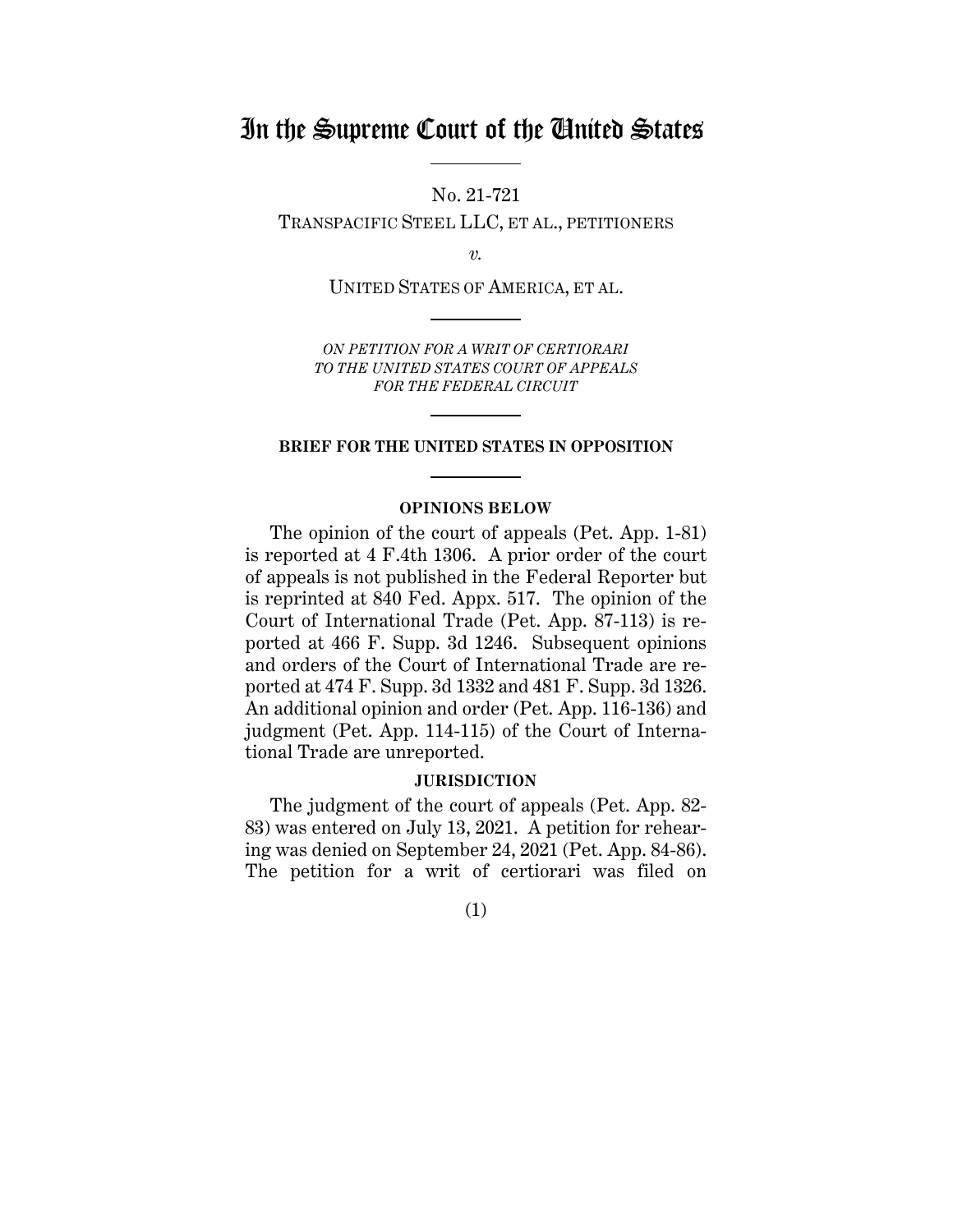# In the Supreme Court of the United States

No. 21-721

TRANSPACIFIC STEEL LLC, ET AL., PETITIONERS

*v.*

UNITED STATES OF AMERICA, ET AL.

*ON PETITION FOR A WRIT OF CERTIORARI TO THE UNITED STATES COURT OF APPEALS FOR THE FEDERAL CIRCUIT*

**BRIEF FOR THE UNITED STATES IN OPPOSITION**

**OPINIONS BELOW**

The opinion of the court of appeals (Pet. App. 1-81) is reported at 4 F.4th 1306. A prior order of the court of appeals is not published in the Federal Reporter but is reprinted at 840 Fed. Appx. 517. The opinion of the Court of International Trade (Pet. App. 87-113) is reported at 466 F. Supp. 3d 1246. Subsequent opinions and orders of the Court of International Trade are reported at 474 F. Supp. 3d 1332 and 481 F. Supp. 3d 1326. An additional opinion and order (Pet. App. 116-136) and judgment (Pet. App. 114-115) of the Court of International Trade are unreported.

**JURISDICTION**

The judgment of the court of appeals (Pet. App. 82-83) was entered on July 13, 2021. A petition for rehearing was denied on September 24, 2021 (Pet. App. 84-86). The petition for a writ of certiorari was filed on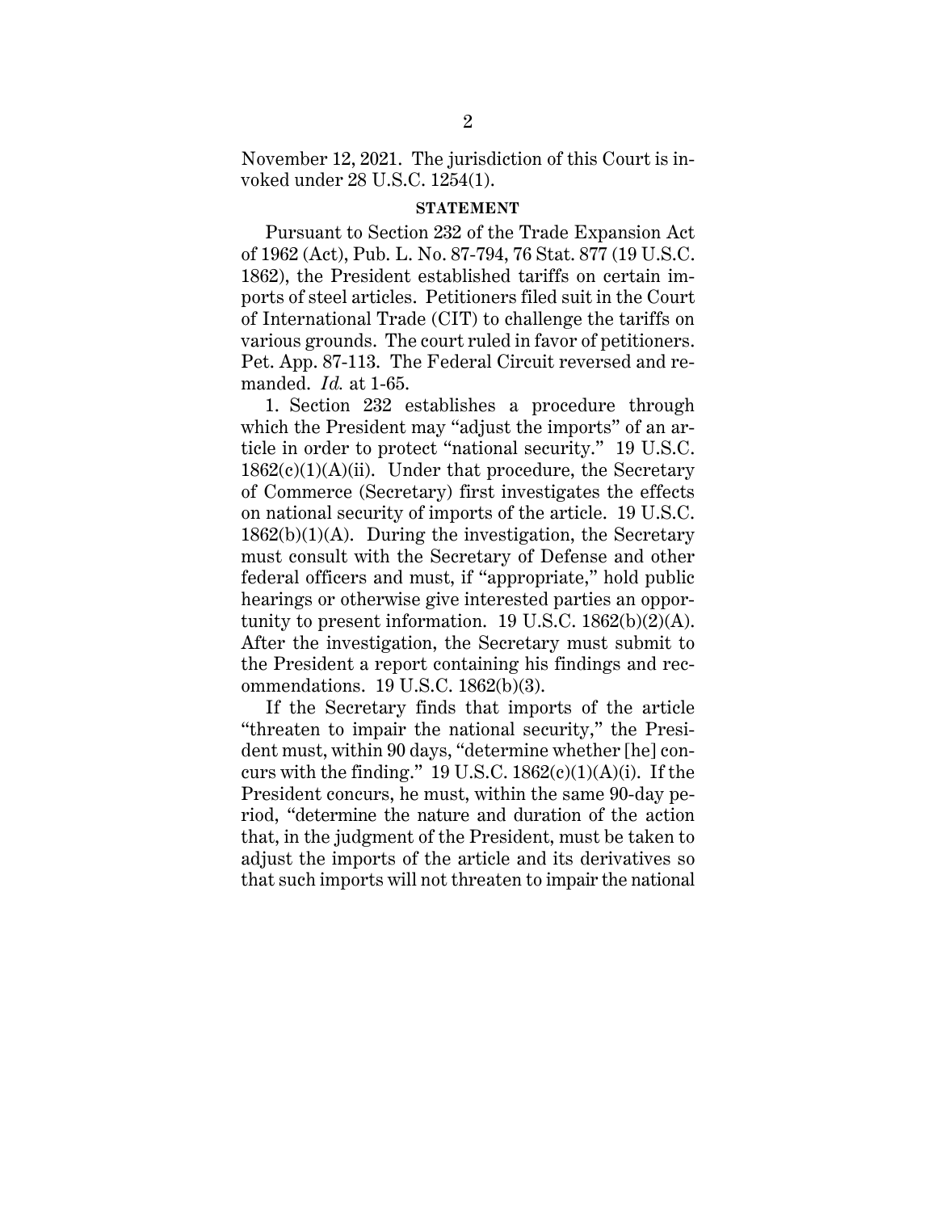November 12, 2021. The jurisdiction of this Court is invoked under 28 U.S.C. 1254(1).

## STATEMENT

Pursuant to Section 232 of the Trade Expansion Act of 1962 (Act), Pub. L. No. 87-794, 76 Stat. 877 (19 U.S.C. 1862), the President established tariffs on certain imports of steel articles. Petitioners filed suit in the Court of International Trade (CIT) to challenge the tariffs on various grounds. The court ruled in favor of petitioners. Pet. App. 87-113. The Federal Circuit reversed and remanded. *Id.* at 1-65.

1. Section 232 establishes a procedure through which the President may "adjust the imports" of an article in order to protect "national security." 19 U.S.C. 1862(c)(1)(A)(ii). Under that procedure, the Secretary of Commerce (Secretary) first investigates the effects on national security of imports of the article. 19 U.S.C. 1862(b)(1)(A). During the investigation, the Secretary must consult with the Secretary of Defense and other federal officers and must, if "appropriate," hold public hearings or otherwise give interested parties an opportunity to present information. 19 U.S.C. 1862(b)(2)(A). After the investigation, the Secretary must submit to the President a report containing his findings and recommendations. 19 U.S.C. 1862(b)(3).

If the Secretary finds that imports of the article "threaten to impair the national security," the President must, within 90 days, "determine whether [he] concurs with the finding." 19 U.S.C. 1862(c)(1)(A)(i). If the President concurs, he must, within the same 90-day period, "determine the nature and duration of the action that, in the judgment of the President, must be taken to adjust the imports of the article and its derivatives so that such imports will not threaten to impair the national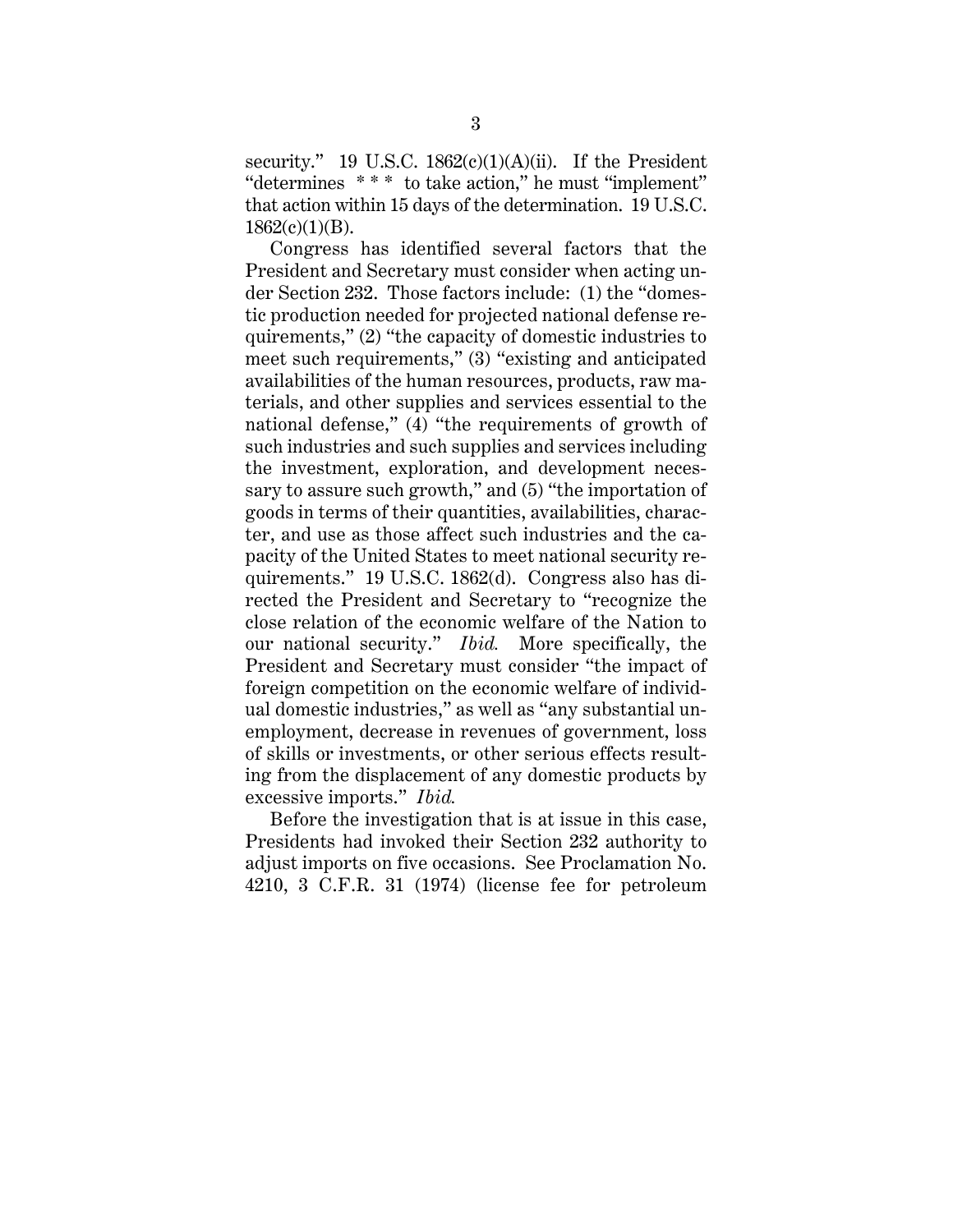security." 19 U.S.C. 1862(c)(1)(A)(ii). If the President "determines * * * to take action," he must "implement" that action within 15 days of the determination. 19 U.S.C. 1862(c)(1)(B).

Congress has identified several factors that the President and Secretary must consider when acting under Section 232. Those factors include: (1) the "domestic production needed for projected national defense requirements," (2) "the capacity of domestic industries to meet such requirements," (3) "existing and anticipated availabilities of the human resources, products, raw materials, and other supplies and services essential to the national defense," (4) "the requirements of growth of such industries and such supplies and services including the investment, exploration, and development necessary to assure such growth," and (5) "the importation of goods in terms of their quantities, availabilities, character, and use as those affect such industries and the capacity of the United States to meet national security requirements." 19 U.S.C. 1862(d). Congress also has directed the President and Secretary to "recognize the close relation of the economic welfare of the Nation to our national security." *Ibid.* More specifically, the President and Secretary must consider "the impact of foreign competition on the economic welfare of individual domestic industries," as well as "any substantial unemployment, decrease in revenues of government, loss of skills or investments, or other serious effects resulting from the displacement of any domestic products by excessive imports." *Ibid.*

Before the investigation that is at issue in this case, Presidents had invoked their Section 232 authority to adjust imports on five occasions. See Proclamation No. 4210, 3 C.F.R. 31 (1974) (license fee for petroleum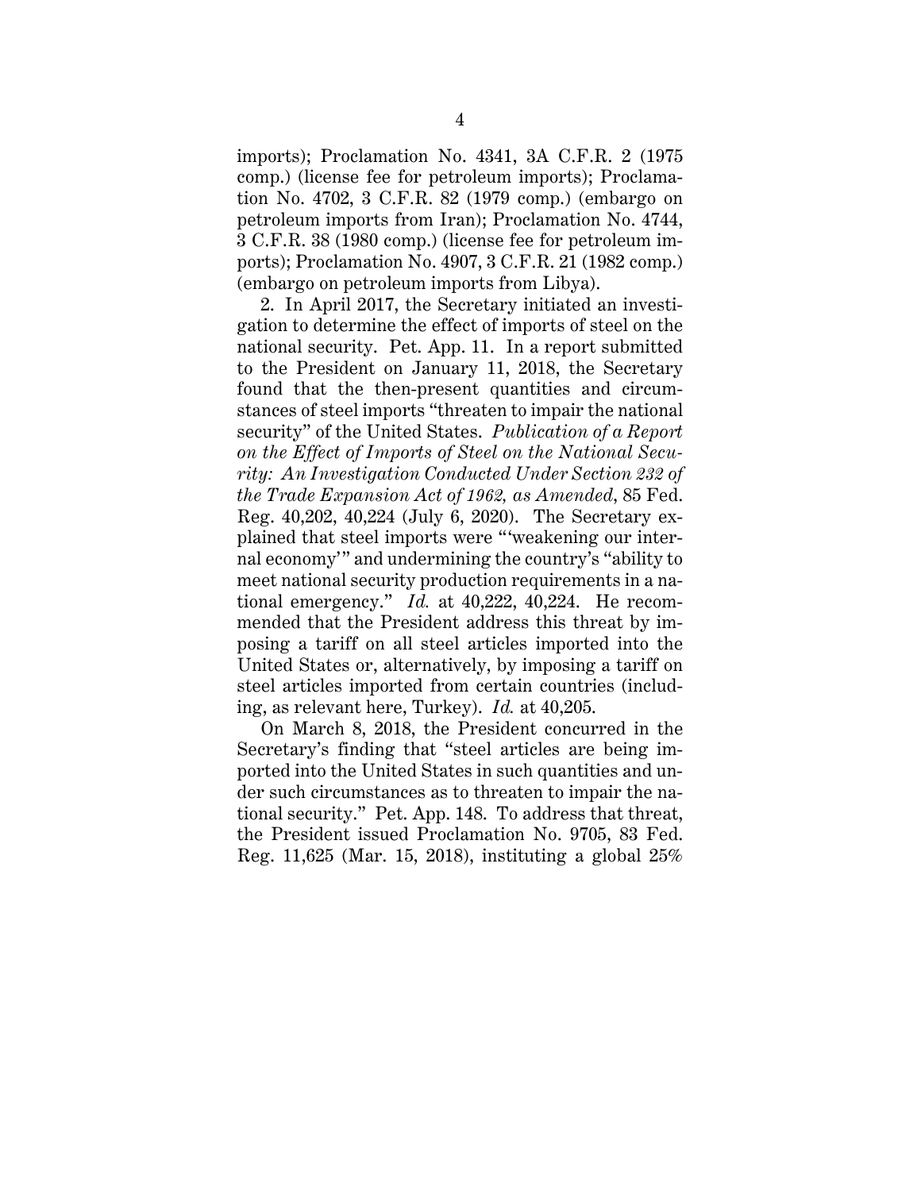imports); Proclamation No. 4341, 3A C.F.R. 2 (1975 comp.) (license fee for petroleum imports); Proclamation No. 4702, 3 C.F.R. 82 (1979 comp.) (embargo on petroleum imports from Iran); Proclamation No. 4744, 3 C.F.R. 38 (1980 comp.) (license fee for petroleum imports); Proclamation No. 4907, 3 C.F.R. 21 (1982 comp.) (embargo on petroleum imports from Libya).

2. In April 2017, the Secretary initiated an investigation to determine the effect of imports of steel on the national security. Pet. App. 11. In a report submitted to the President on January 11, 2018, the Secretary found that the then-present quantities and circumstances of steel imports "threaten to impair the national security" of the United States. *Publication of a Report on the Effect of Imports of Steel on the National Security: An Investigation Conducted Under Section 232 of the Trade Expansion Act of 1962, as Amended*, 85 Fed. Reg. 40,202, 40,224 (July 6, 2020). The Secretary explained that steel imports were "'weakening our internal economy'" and undermining the country's "ability to meet national security production requirements in a national emergency." *Id.* at 40,222, 40,224. He recommended that the President address this threat by imposing a tariff on all steel articles imported into the United States or, alternatively, by imposing a tariff on steel articles imported from certain countries (including, as relevant here, Turkey). *Id.* at 40,205.

On March 8, 2018, the President concurred in the Secretary's finding that "steel articles are being imported into the United States in such quantities and under such circumstances as to threaten to impair the national security." Pet. App. 148. To address that threat, the President issued Proclamation No. 9705, 83 Fed. Reg. 11,625 (Mar. 15, 2018), instituting a global 25%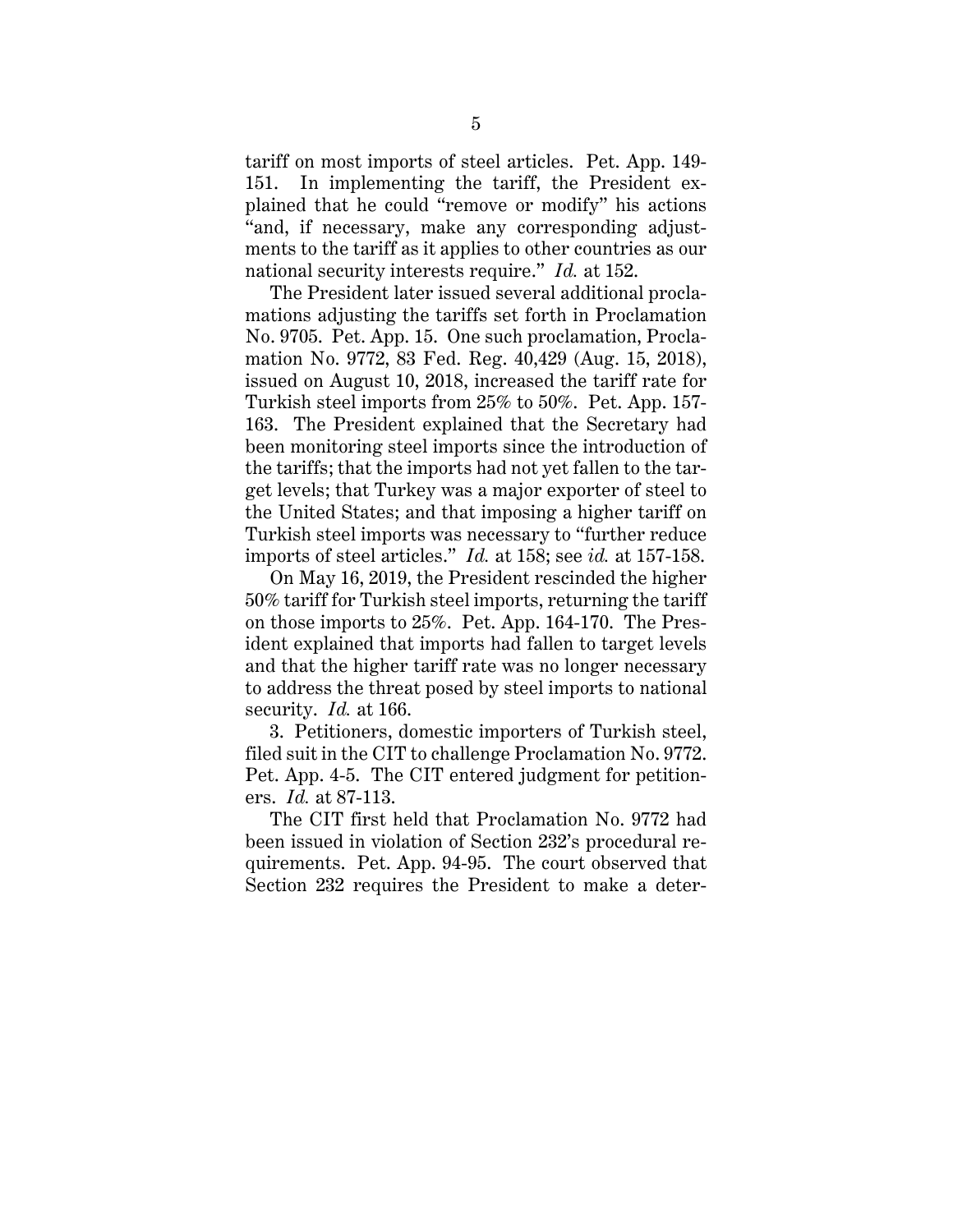tariff on most imports of steel articles. Pet. App. 149-151. In implementing the tariff, the President explained that he could "remove or modify" his actions "and, if necessary, make any corresponding adjustments to the tariff as it applies to other countries as our national security interests require." *Id.* at 152.

The President later issued several additional proclamations adjusting the tariffs set forth in Proclamation No. 9705. Pet. App. 15. One such proclamation, Proclamation No. 9772, 83 Fed. Reg. 40,429 (Aug. 15, 2018), issued on August 10, 2018, increased the tariff rate for Turkish steel imports from 25% to 50%. Pet. App. 157-163. The President explained that the Secretary had been monitoring steel imports since the introduction of the tariffs; that the imports had not yet fallen to the target levels; that Turkey was a major exporter of steel to the United States; and that imposing a higher tariff on Turkish steel imports was necessary to "further reduce imports of steel articles." *Id.* at 158; see *id.* at 157-158.

On May 16, 2019, the President rescinded the higher 50% tariff for Turkish steel imports, returning the tariff on those imports to 25%. Pet. App. 164-170. The President explained that imports had fallen to target levels and that the higher tariff rate was no longer necessary to address the threat posed by steel imports to national security. *Id.* at 166.

3. Petitioners, domestic importers of Turkish steel, filed suit in the CIT to challenge Proclamation No. 9772. Pet. App. 4-5. The CIT entered judgment for petitioners. *Id.* at 87-113.

The CIT first held that Proclamation No. 9772 had been issued in violation of Section 232's procedural requirements. Pet. App. 94-95. The court observed that Section 232 requires the President to make a deter-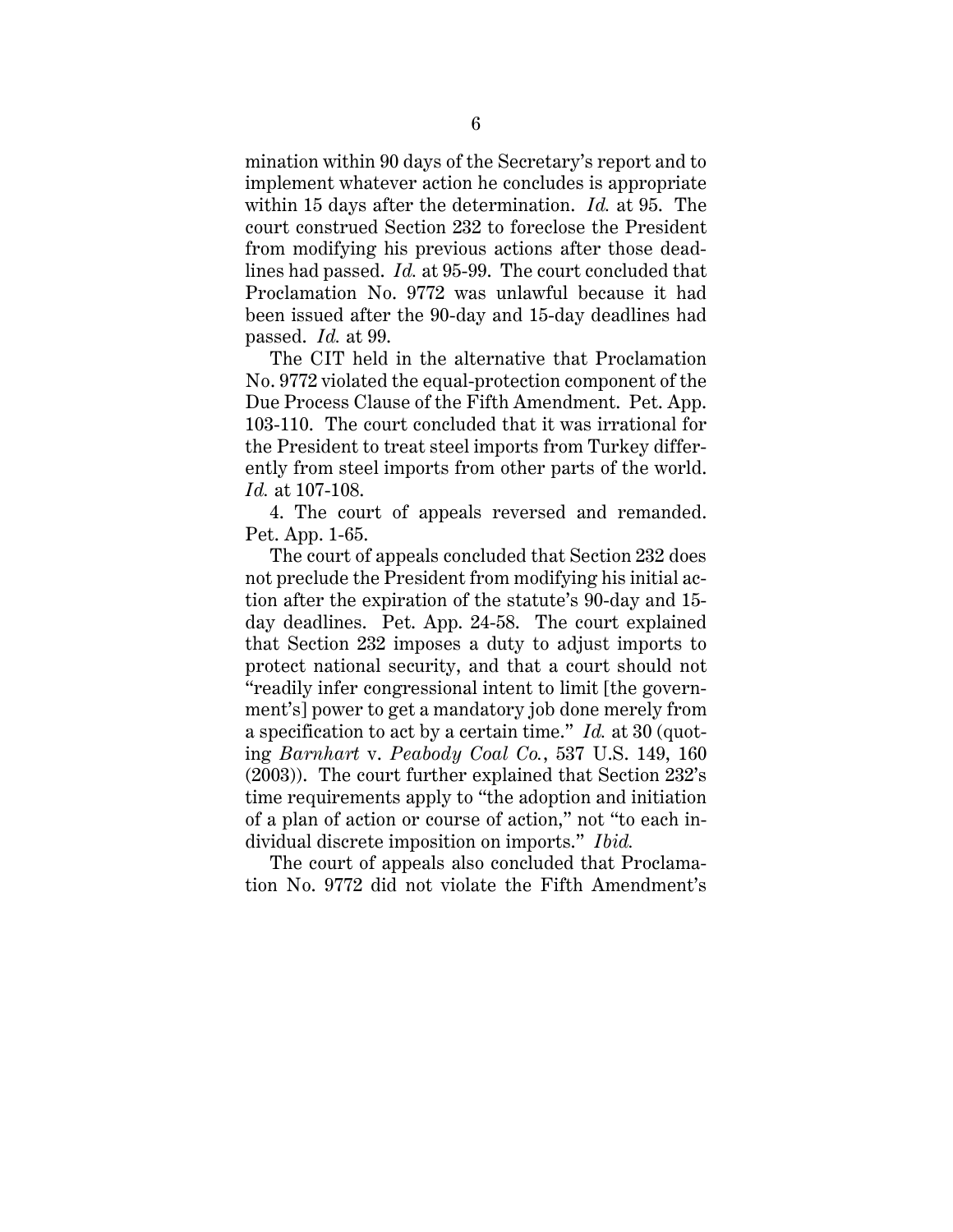mination within 90 days of the Secretary's report and to implement whatever action he concludes is appropriate within 15 days after the determination. *Id.* at 95. The court construed Section 232 to foreclose the President from modifying his previous actions after those deadlines had passed. *Id.* at 95-99. The court concluded that Proclamation No. 9772 was unlawful because it had been issued after the 90-day and 15-day deadlines had passed. *Id.* at 99.

The CIT held in the alternative that Proclamation No. 9772 violated the equal-protection component of the Due Process Clause of the Fifth Amendment. Pet. App. 103-110. The court concluded that it was irrational for the President to treat steel imports from Turkey differently from steel imports from other parts of the world. *Id.* at 107-108.

4. The court of appeals reversed and remanded. Pet. App. 1-65.

The court of appeals concluded that Section 232 does not preclude the President from modifying his initial action after the expiration of the statute's 90-day and 15-day deadlines. Pet. App. 24-58. The court explained that Section 232 imposes a duty to adjust imports to protect national security, and that a court should not "readily infer congressional intent to limit [the government's] power to get a mandatory job done merely from a specification to act by a certain time." *Id.* at 30 (quoting *Barnhart* v. *Peabody Coal Co.*, 537 U.S. 149, 160 (2003)). The court further explained that Section 232's time requirements apply to "the adoption and initiation of a plan of action or course of action," not "to each individual discrete imposition on imports." *Ibid.*

The court of appeals also concluded that Proclamation No. 9772 did not violate the Fifth Amendment's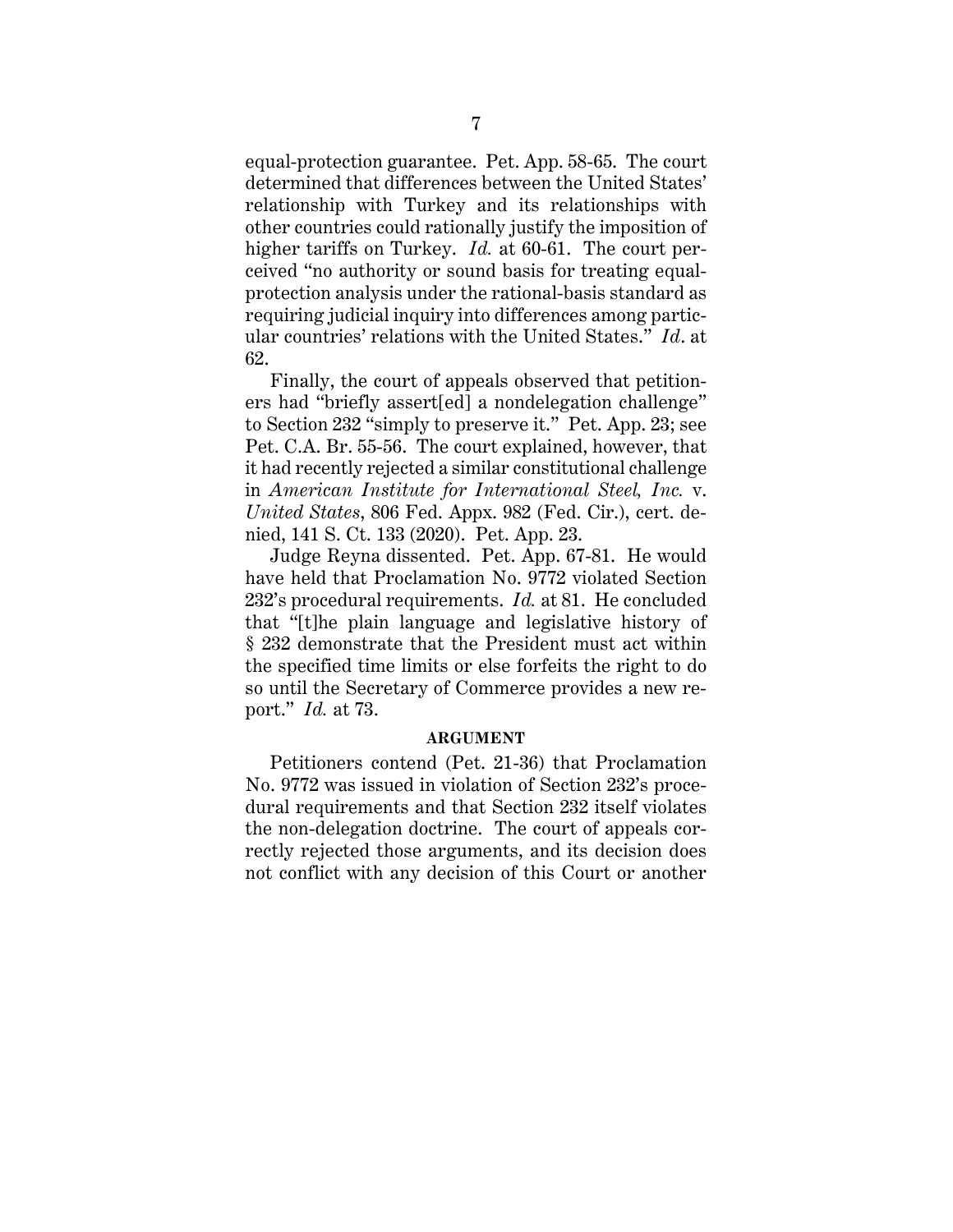equal-protection guarantee. Pet. App. 58-65. The court determined that differences between the United States' relationship with Turkey and its relationships with other countries could rationally justify the imposition of higher tariffs on Turkey. *Id.* at 60-61. The court perceived "no authority or sound basis for treating equal-protection analysis under the rational-basis standard as requiring judicial inquiry into differences among particular countries' relations with the United States." *Id*. at 62.

Finally, the court of appeals observed that petitioners had "briefly assert[ed] a nondelegation challenge" to Section 232 "simply to preserve it." Pet. App. 23; see Pet. C.A. Br. 55-56. The court explained, however, that it had recently rejected a similar constitutional challenge in *American Institute for International Steel, Inc.* v. *United States*, 806 Fed. Appx. 982 (Fed. Cir.), cert. denied, 141 S. Ct. 133 (2020). Pet. App. 23.

Judge Reyna dissented. Pet. App. 67-81. He would have held that Proclamation No. 9772 violated Section 232's procedural requirements. *Id.* at 81. He concluded that "[t]he plain language and legislative history of § 232 demonstrate that the President must act within the specified time limits or else forfeits the right to do so until the Secretary of Commerce provides a new report." *Id.* at 73.

## ARGUMENT

Petitioners contend (Pet. 21-36) that Proclamation No. 9772 was issued in violation of Section 232's procedural requirements and that Section 232 itself violates the non-delegation doctrine. The court of appeals correctly rejected those arguments, and its decision does not conflict with any decision of this Court or another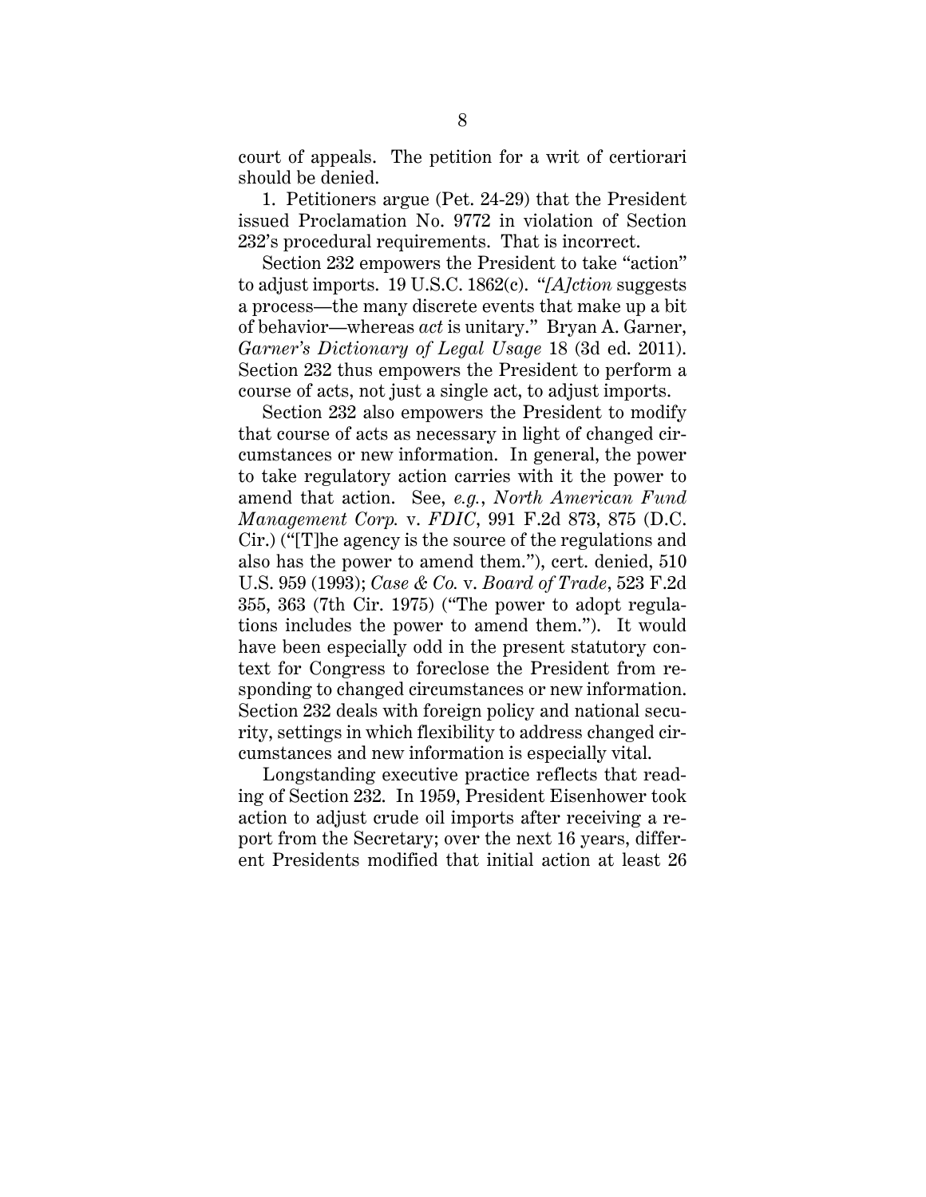court of appeals. The petition for a writ of certiorari should be denied.

1. Petitioners argue (Pet. 24-29) that the President issued Proclamation No. 9772 in violation of Section 232's procedural requirements. That is incorrect.

Section 232 empowers the President to take "action" to adjust imports. 19 U.S.C. 1862(c). "*[A]ction* suggests a process—the many discrete events that make up a bit of behavior—whereas *act* is unitary." Bryan A. Garner, *Garner's Dictionary of Legal Usage* 18 (3d ed. 2011). Section 232 thus empowers the President to perform a course of acts, not just a single act, to adjust imports.

Section 232 also empowers the President to modify that course of acts as necessary in light of changed circumstances or new information. In general, the power to take regulatory action carries with it the power to amend that action. See, *e.g.*, *North American Fund Management Corp.* v. *FDIC*, 991 F.2d 873, 875 (D.C. Cir.) ("[T]he agency is the source of the regulations and also has the power to amend them."), cert. denied, 510 U.S. 959 (1993); *Case & Co.* v. *Board of Trade*, 523 F.2d 355, 363 (7th Cir. 1975) ("The power to adopt regulations includes the power to amend them."). It would have been especially odd in the present statutory context for Congress to foreclose the President from responding to changed circumstances or new information. Section 232 deals with foreign policy and national security, settings in which flexibility to address changed circumstances and new information is especially vital.

Longstanding executive practice reflects that reading of Section 232. In 1959, President Eisenhower took action to adjust crude oil imports after receiving a report from the Secretary; over the next 16 years, different Presidents modified that initial action at least 26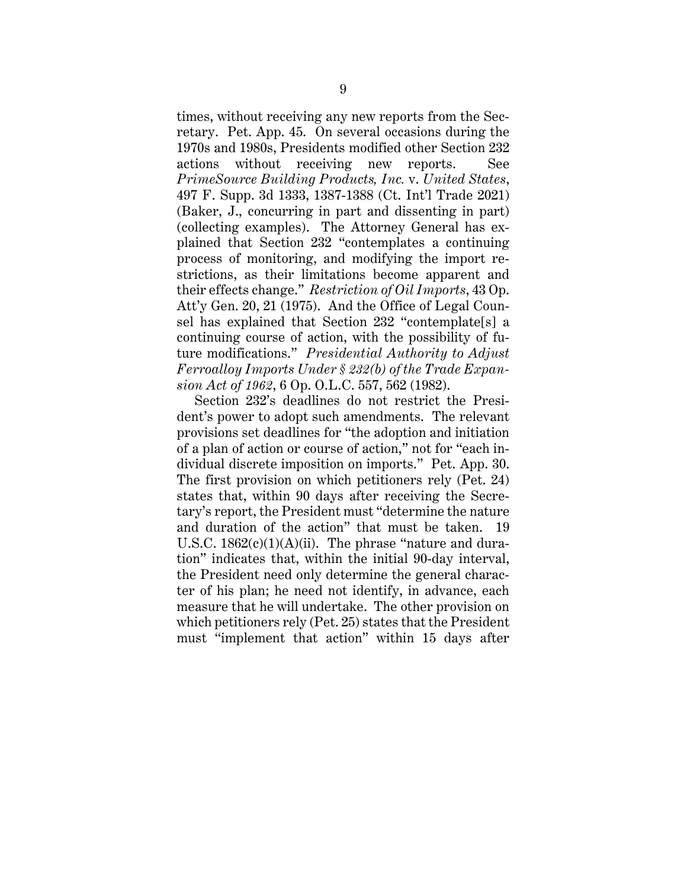times, without receiving any new reports from the Secretary. Pet. App. 45. On several occasions during the 1970s and 1980s, Presidents modified other Section 232 actions without receiving new reports. See *PrimeSource Building Products, Inc.* v. *United States*, 497 F. Supp. 3d 1333, 1387-1388 (Ct. Int'l Trade 2021) (Baker, J., concurring in part and dissenting in part) (collecting examples). The Attorney General has explained that Section 232 "contemplates a continuing process of monitoring, and modifying the import restrictions, as their limitations become apparent and their effects change." *Restriction of Oil Imports*, 43 Op. Att'y Gen. 20, 21 (1975). And the Office of Legal Counsel has explained that Section 232 "contemplate[s] a continuing course of action, with the possibility of future modifications." *Presidential Authority to Adjust Ferroalloy Imports Under § 232(b) of the Trade Expansion Act of 1962*, 6 Op. O.L.C. 557, 562 (1982).

Section 232's deadlines do not restrict the President's power to adopt such amendments. The relevant provisions set deadlines for "the adoption and initiation of a plan of action or course of action," not for "each individual discrete imposition on imports." Pet. App. 30. The first provision on which petitioners rely (Pet. 24) states that, within 90 days after receiving the Secretary's report, the President must "determine the nature and duration of the action" that must be taken. 19 U.S.C. 1862(c)(1)(A)(ii). The phrase "nature and duration" indicates that, within the initial 90-day interval, the President need only determine the general character of his plan; he need not identify, in advance, each measure that he will undertake. The other provision on which petitioners rely (Pet. 25) states that the President must "implement that action" within 15 days after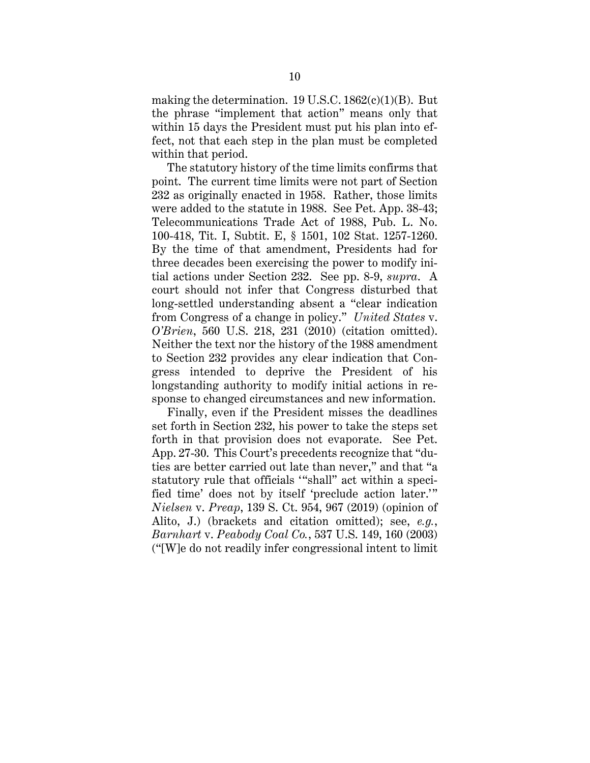making the determination. 19 U.S.C. 1862(c)(1)(B). But the phrase "implement that action" means only that within 15 days the President must put his plan into effect, not that each step in the plan must be completed within that period.

The statutory history of the time limits confirms that point. The current time limits were not part of Section 232 as originally enacted in 1958. Rather, those limits were added to the statute in 1988. See Pet. App. 38-43; Telecommunications Trade Act of 1988, Pub. L. No. 100-418, Tit. I, Subtit. E, § 1501, 102 Stat. 1257-1260. By the time of that amendment, Presidents had for three decades been exercising the power to modify initial actions under Section 232. See pp. 8-9, *supra*. A court should not infer that Congress disturbed that long-settled understanding absent a "clear indication from Congress of a change in policy." *United States* v. *O'Brien*, 560 U.S. 218, 231 (2010) (citation omitted). Neither the text nor the history of the 1988 amendment to Section 232 provides any clear indication that Congress intended to deprive the President of his longstanding authority to modify initial actions in response to changed circumstances and new information.

Finally, even if the President misses the deadlines set forth in Section 232, his power to take the steps set forth in that provision does not evaporate. See Pet. App. 27-30. This Court's precedents recognize that "duties are better carried out late than never," and that "a statutory rule that officials '"shall" act within a specified time' does not by itself 'preclude action later.'" *Nielsen* v. *Preap*, 139 S. Ct. 954, 967 (2019) (opinion of Alito, J.) (brackets and citation omitted); see, *e.g.*, *Barnhart* v. *Peabody Coal Co.*, 537 U.S. 149, 160 (2003) ("[W]e do not readily infer congressional intent to limit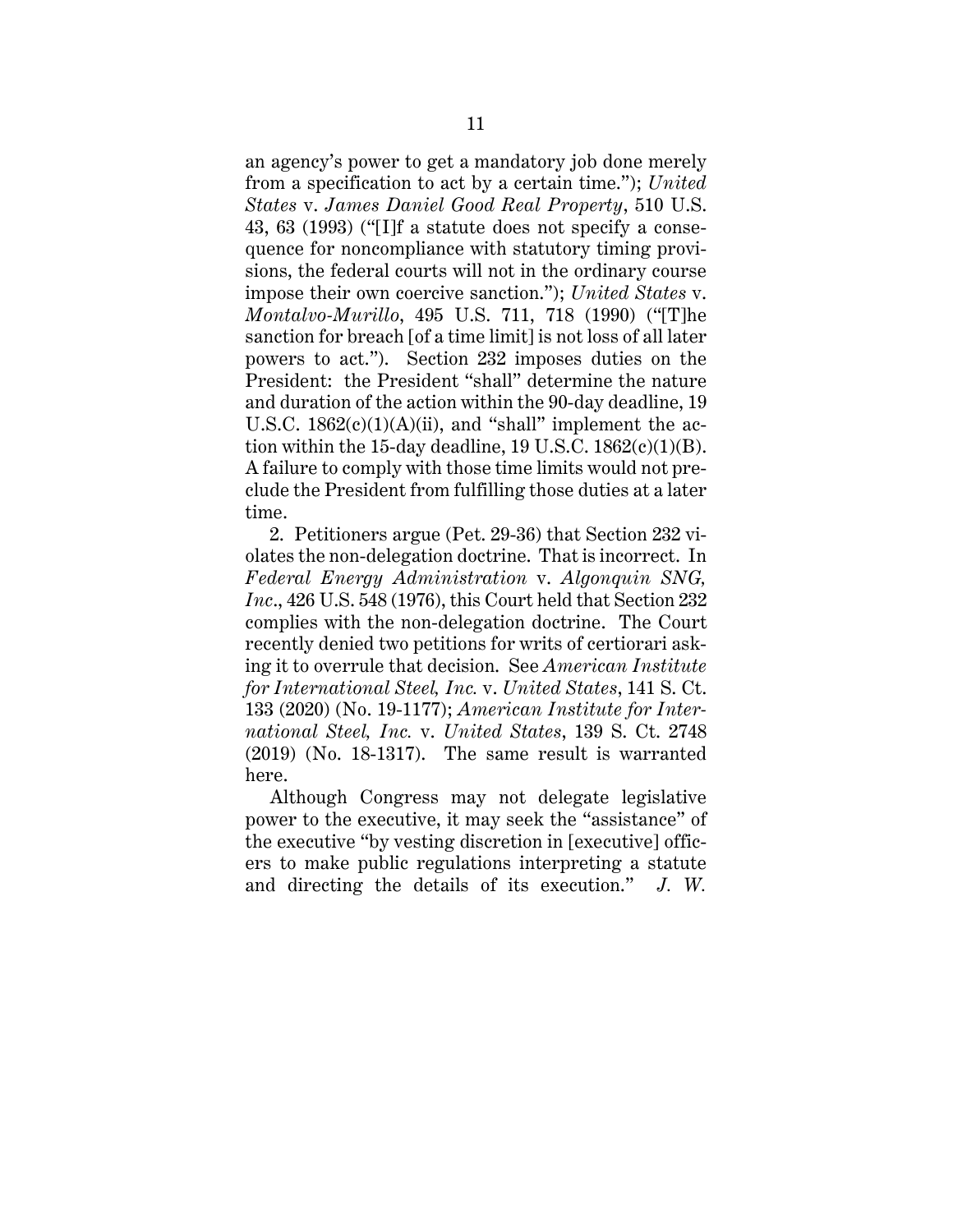an agency's power to get a mandatory job done merely from a specification to act by a certain time."); *United States* v. *James Daniel Good Real Property*, 510 U.S. 43, 63 (1993) ("[I]f a statute does not specify a consequence for noncompliance with statutory timing provisions, the federal courts will not in the ordinary course impose their own coercive sanction."); *United States* v. *Montalvo-Murillo*, 495 U.S. 711, 718 (1990) ("[T]he sanction for breach [of a time limit] is not loss of all later powers to act."). Section 232 imposes duties on the President: the President "shall" determine the nature and duration of the action within the 90-day deadline, 19 U.S.C. 1862(c)(1)(A)(ii), and "shall" implement the action within the 15-day deadline, 19 U.S.C. 1862(c)(1)(B). A failure to comply with those time limits would not preclude the President from fulfilling those duties at a later time.

2. Petitioners argue (Pet. 29-36) that Section 232 violates the non-delegation doctrine. That is incorrect. In *Federal Energy Administration* v. *Algonquin SNG, Inc*., 426 U.S. 548 (1976), this Court held that Section 232 complies with the non-delegation doctrine. The Court recently denied two petitions for writs of certiorari asking it to overrule that decision. See *American Institute for International Steel, Inc.* v. *United States*, 141 S. Ct. 133 (2020) (No. 19-1177); *American Institute for International Steel, Inc.* v. *United States*, 139 S. Ct. 2748 (2019) (No. 18-1317). The same result is warranted here.

Although Congress may not delegate legislative power to the executive, it may seek the "assistance" of the executive "by vesting discretion in [executive] officers to make public regulations interpreting a statute and directing the details of its execution." *J. W.*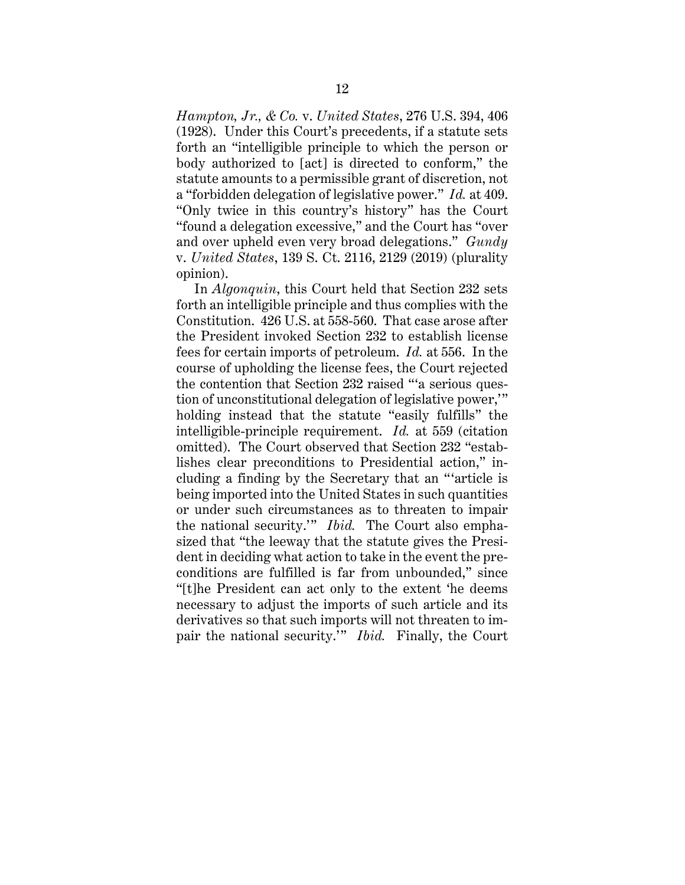*Hampton, Jr., & Co.* v. *United States*, 276 U.S. 394, 406 (1928). Under this Court's precedents, if a statute sets forth an "intelligible principle to which the person or body authorized to [act] is directed to conform," the statute amounts to a permissible grant of discretion, not a "forbidden delegation of legislative power." *Id.* at 409. "Only twice in this country's history" has the Court "found a delegation excessive," and the Court has "over and over upheld even very broad delegations." *Gundy* v. *United States*, 139 S. Ct. 2116, 2129 (2019) (plurality opinion).

In *Algonquin*, this Court held that Section 232 sets forth an intelligible principle and thus complies with the Constitution. 426 U.S. at 558-560. That case arose after the President invoked Section 232 to establish license fees for certain imports of petroleum. *Id.* at 556. In the course of upholding the license fees, the Court rejected the contention that Section 232 raised "'a serious question of unconstitutional delegation of legislative power,'" holding instead that the statute "easily fulfills" the intelligible-principle requirement. *Id.* at 559 (citation omitted). The Court observed that Section 232 "establishes clear preconditions to Presidential action," including a finding by the Secretary that an "'article is being imported into the United States in such quantities or under such circumstances as to threaten to impair the national security.'" *Ibid.* The Court also emphasized that "the leeway that the statute gives the President in deciding what action to take in the event the preconditions are fulfilled is far from unbounded," since "[t]he President can act only to the extent 'he deems necessary to adjust the imports of such article and its derivatives so that such imports will not threaten to impair the national security.'" *Ibid.* Finally, the Court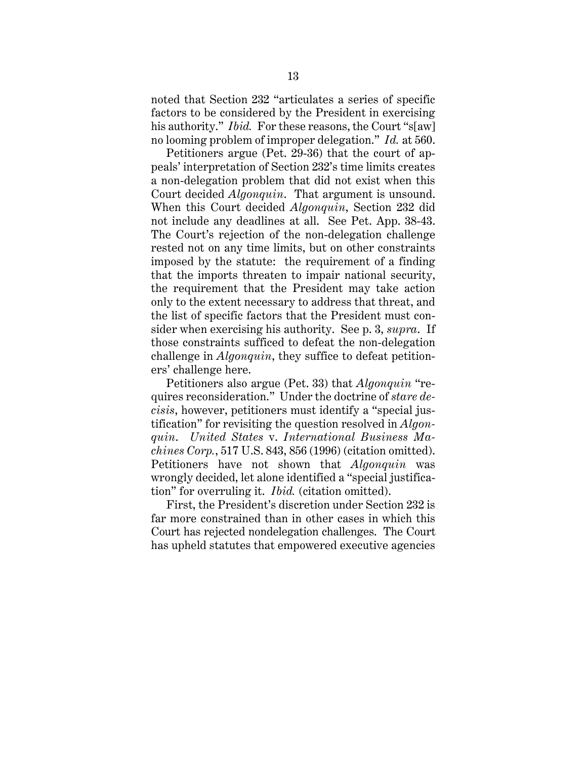noted that Section 232 "articulates a series of specific factors to be considered by the President in exercising his authority." *Ibid.* For these reasons, the Court "s[aw] no looming problem of improper delegation." *Id.* at 560.

Petitioners argue (Pet. 29-36) that the court of appeals' interpretation of Section 232's time limits creates a non-delegation problem that did not exist when this Court decided *Algonquin*. That argument is unsound. When this Court decided *Algonquin*, Section 232 did not include any deadlines at all. See Pet. App. 38-43. The Court's rejection of the non-delegation challenge rested not on any time limits, but on other constraints imposed by the statute: the requirement of a finding that the imports threaten to impair national security, the requirement that the President may take action only to the extent necessary to address that threat, and the list of specific factors that the President must consider when exercising his authority. See p. 3, *supra*. If those constraints sufficed to defeat the non-delegation challenge in *Algonquin*, they suffice to defeat petitioners' challenge here.

Petitioners also argue (Pet. 33) that *Algonquin* "requires reconsideration." Under the doctrine of *stare decisis*, however, petitioners must identify a "special justification" for revisiting the question resolved in *Algonquin*. *United States* v. *International Business Machines Corp.*, 517 U.S. 843, 856 (1996) (citation omitted). Petitioners have not shown that *Algonquin* was wrongly decided, let alone identified a "special justification" for overruling it. *Ibid.* (citation omitted).

First, the President's discretion under Section 232 is far more constrained than in other cases in which this Court has rejected nondelegation challenges. The Court has upheld statutes that empowered executive agencies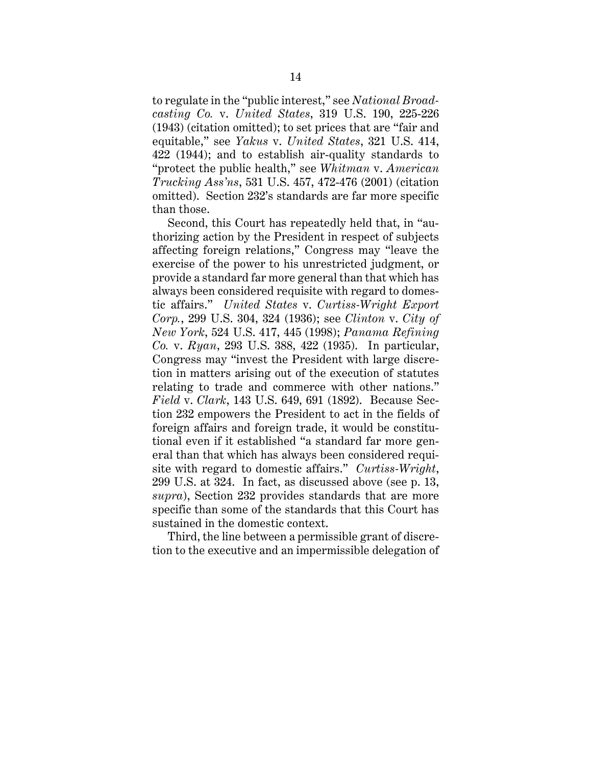to regulate in the "public interest," see *National Broadcasting Co.* v. *United States*, 319 U.S. 190, 225-226 (1943) (citation omitted); to set prices that are "fair and equitable," see *Yakus* v. *United States*, 321 U.S. 414, 422 (1944); and to establish air-quality standards to "protect the public health," see *Whitman* v. *American Trucking Ass'ns*, 531 U.S. 457, 472-476 (2001) (citation omitted). Section 232's standards are far more specific than those.

Second, this Court has repeatedly held that, in "authorizing action by the President in respect of subjects affecting foreign relations," Congress may "leave the exercise of the power to his unrestricted judgment, or provide a standard far more general than that which has always been considered requisite with regard to domestic affairs." *United States* v. *Curtiss-Wright Export Corp.*, 299 U.S. 304, 324 (1936); see *Clinton* v. *City of New York*, 524 U.S. 417, 445 (1998); *Panama Refining Co.* v. *Ryan*, 293 U.S. 388, 422 (1935). In particular, Congress may "invest the President with large discretion in matters arising out of the execution of statutes relating to trade and commerce with other nations." *Field* v. *Clark*, 143 U.S. 649, 691 (1892). Because Section 232 empowers the President to act in the fields of foreign affairs and foreign trade, it would be constitutional even if it established "a standard far more general than that which has always been considered requisite with regard to domestic affairs." *Curtiss-Wright*, 299 U.S. at 324. In fact, as discussed above (see p. 13, *supra*), Section 232 provides standards that are more specific than some of the standards that this Court has sustained in the domestic context.

Third, the line between a permissible grant of discretion to the executive and an impermissible delegation of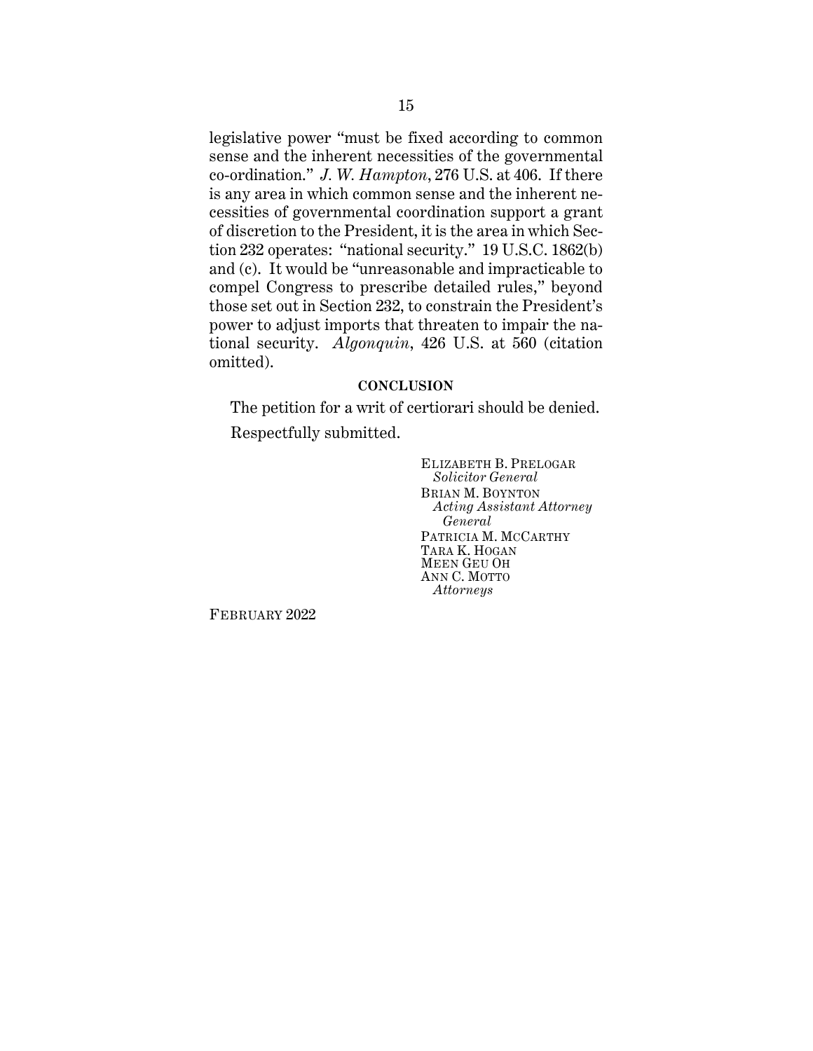legislative power "must be fixed according to common sense and the inherent necessities of the governmental co-ordination." *J. W. Hampton*, 276 U.S. at 406. If there is any area in which common sense and the inherent necessities of governmental coordination support a grant of discretion to the President, it is the area in which Section 232 operates: "national security." 19 U.S.C. 1862(b) and (c). It would be "unreasonable and impracticable to compel Congress to prescribe detailed rules," beyond those set out in Section 232, to constrain the President's power to adjust imports that threaten to impair the national security. *Algonquin*, 426 U.S. at 560 (citation omitted).

## CONCLUSION

The petition for a writ of certiorari should be denied.

Respectfully submitted.

ELIZABETH B. PRELOGAR
*Solicitor General*
BRIAN M. BOYNTON
*Acting Assistant Attorney General*
PATRICIA M. MCCARTHY
TARA K. HOGAN
MEEN GEU OH
ANN C. MOTTO
*Attorneys*

FEBRUARY 2022